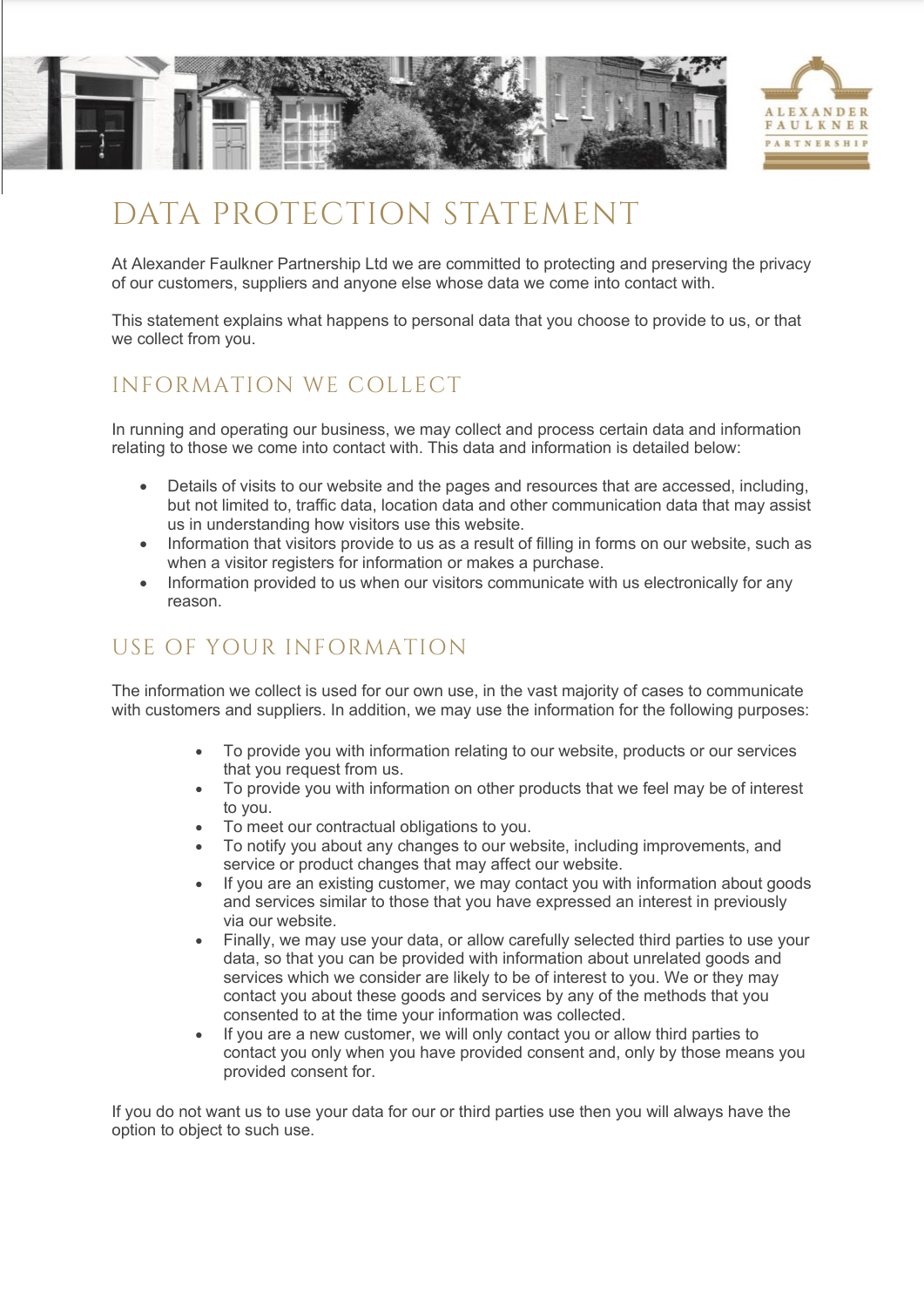# DATA PROTECTION STATEMENT

At Alexander Faulkner Partnership Ltd we are committed to protecting and preserving the privacy of our customers, suppliers and anyone else whose data we come into contact with.

This statement explains what happens to personal data that you choose to provide to us, or that we collect from you.

## INFORMATION WE COLLECT

In running and operating our business, we may collect and process certain data and information relating to those we come into contact with. This data and information is detailed below:

- Details of visits to our website and the pages and resources that are accessed, including, but not limited to, traffic data, location data and other communication data that may assist us in understanding how visitors use this website.
- Information that visitors provide to us as a result of filling in forms on our website, such as when a visitor registers for information or makes a purchase.
- Information provided to us when our visitors communicate with us electronically for any reason.

## USE OF YOUR INFORMATION

The information we collect is used for our own use, in the vast majority of cases to communicate with customers and suppliers. In addition, we may use the information for the following purposes:

- To provide you with information relating to our website, products or our services that you request from us.
- To provide you with information on other products that we feel may be of interest to you.
- To meet our contractual obligations to you.
- To notify you about any changes to our website, including improvements, and service or product changes that may affect our website.
- If you are an existing customer, we may contact you with information about goods and services similar to those that you have expressed an interest in previously via our website.
- Finally, we may use your data, or allow carefully selected third parties to use your data, so that you can be provided with information about unrelated goods and services which we consider are likely to be of interest to you. We or they may contact you about these goods and services by any of the methods that you consented to at the time your information was collected.
- If you are a new customer, we will only contact you or allow third parties to contact you only when you have provided consent and, only by those means you provided consent for.

If you do not want us to use your data for our or third parties use then you will always have the option to object to such use.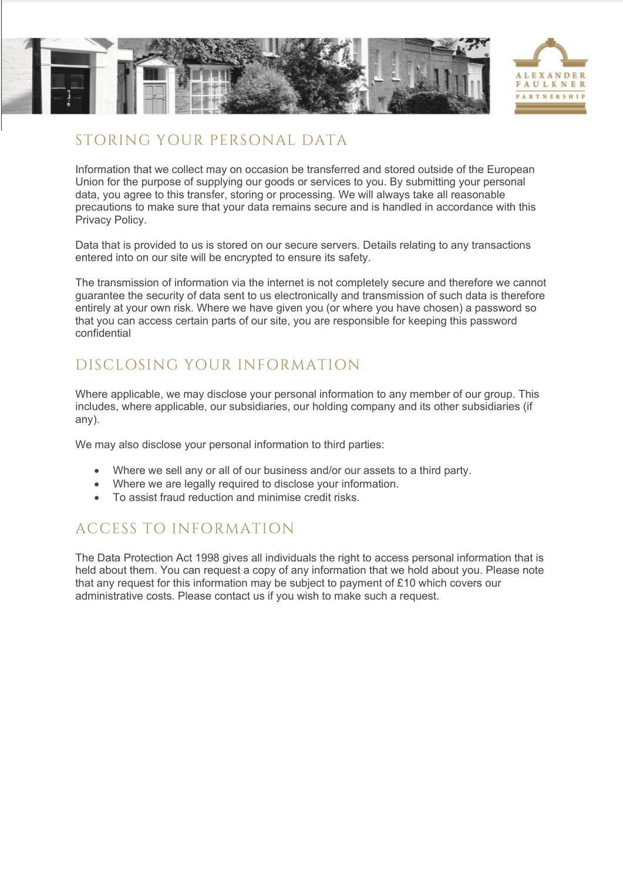## STORING YOUR PERSONAL DATA

Information that we collect may on occasion be transferred and stored outside of the European Union for the purpose of supplying our goods or services to you. By submitting your personal data, you agree to this transfer, storing or processing. We will always take all reasonable precautions to make sure that your data remains secure and is handled in accordance with this Privacy Policy.

Data that is provided to us is stored on our secure servers. Details relating to any transactions entered into on our site will be encrypted to ensure its safety.

The transmission of information via the internet is not completely secure and therefore we cannot guarantee the security of data sent to us electronically and transmission of such data is therefore entirely at your own risk. Where we have given you (or where you have chosen) a password so that you can access certain parts of our site, you are responsible for keeping this password confidential

## DISCLOSING YOUR INFORMATION

Where applicable, we may disclose your personal information to any member of our group. This includes, where applicable, our subsidiaries, our holding company and its other subsidiaries (if any).

We may also disclose your personal information to third parties:

- Where we sell any or all of our business and/or our assets to a third party.
- Where we are legally required to disclose your information.
- To assist fraud reduction and minimise credit risks.

## ACCESS TO INFORMATION

The Data Protection Act 1998 gives all individuals the right to access personal information that is held about them. You can request a copy of any information that we hold about you. Please note that any request for this information may be subject to payment of £10 which covers our administrative costs. Please contact us if you wish to make such a request.